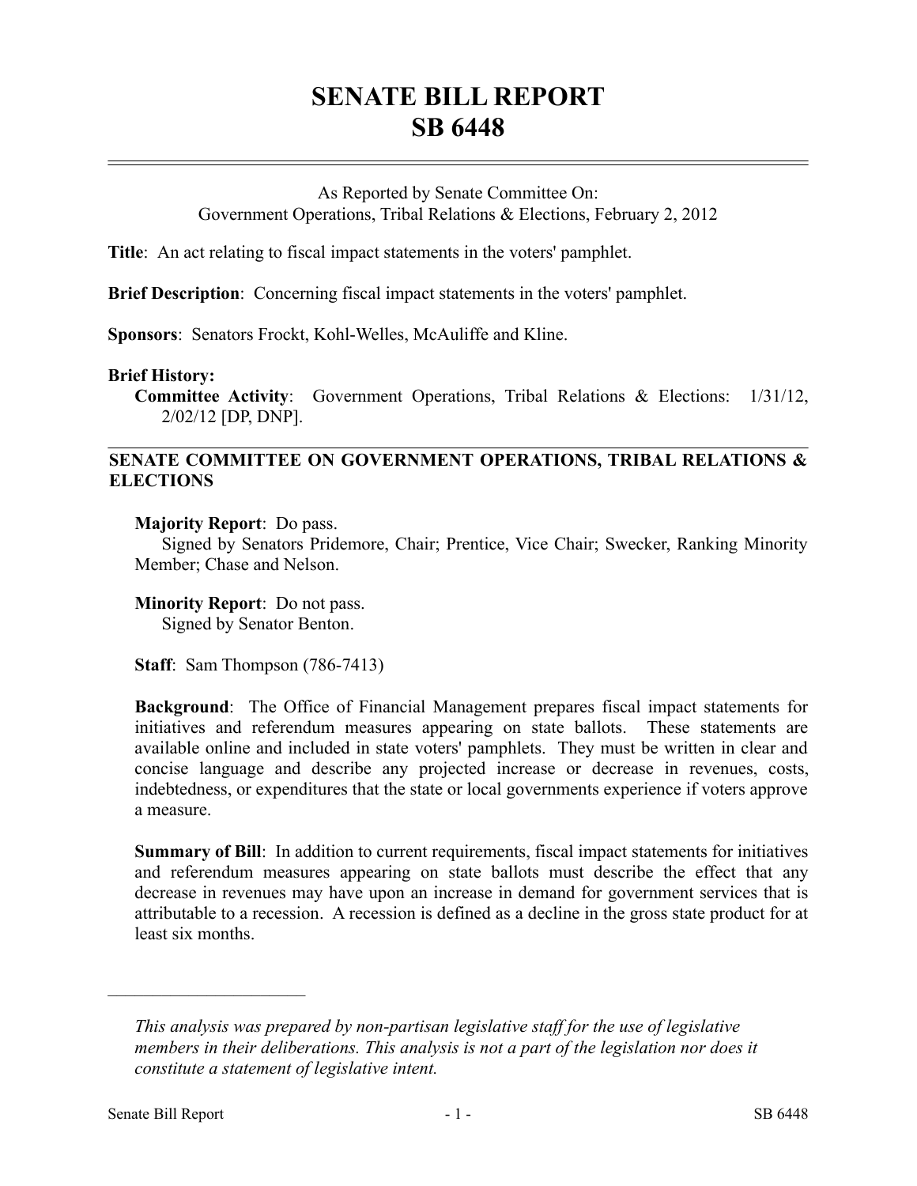# SENATE BILL REPORT
# SB 6448

As Reported by Senate Committee On:
Government Operations, Tribal Relations & Elections, February 2, 2012

**Title**: An act relating to fiscal impact statements in the voters' pamphlet.

**Brief Description**: Concerning fiscal impact statements in the voters' pamphlet.

**Sponsors**: Senators Frockt, Kohl-Welles, McAuliffe and Kline.

**Brief History:**

**Committee Activity**: Government Operations, Tribal Relations & Elections: 1/31/12, 2/02/12 [DP, DNP].

## SENATE COMMITTEE ON GOVERNMENT OPERATIONS, TRIBAL RELATIONS & ELECTIONS

**Majority Report**: Do pass.
Signed by Senators Pridemore, Chair; Prentice, Vice Chair; Swecker, Ranking Minority Member; Chase and Nelson.

**Minority Report**: Do not pass.
Signed by Senator Benton.

**Staff**: Sam Thompson (786-7413)

**Background**: The Office of Financial Management prepares fiscal impact statements for initiatives and referendum measures appearing on state ballots. These statements are available online and included in state voters' pamphlets. They must be written in clear and concise language and describe any projected increase or decrease in revenues, costs, indebtedness, or expenditures that the state or local governments experience if voters approve a measure.

**Summary of Bill**: In addition to current requirements, fiscal impact statements for initiatives and referendum measures appearing on state ballots must describe the effect that any decrease in revenues may have upon an increase in demand for government services that is attributable to a recession. A recession is defined as a decline in the gross state product for at least six months.

---

*This analysis was prepared by non-partisan legislative staff for the use of legislative members in their deliberations. This analysis is not a part of the legislation nor does it constitute a statement of legislative intent.*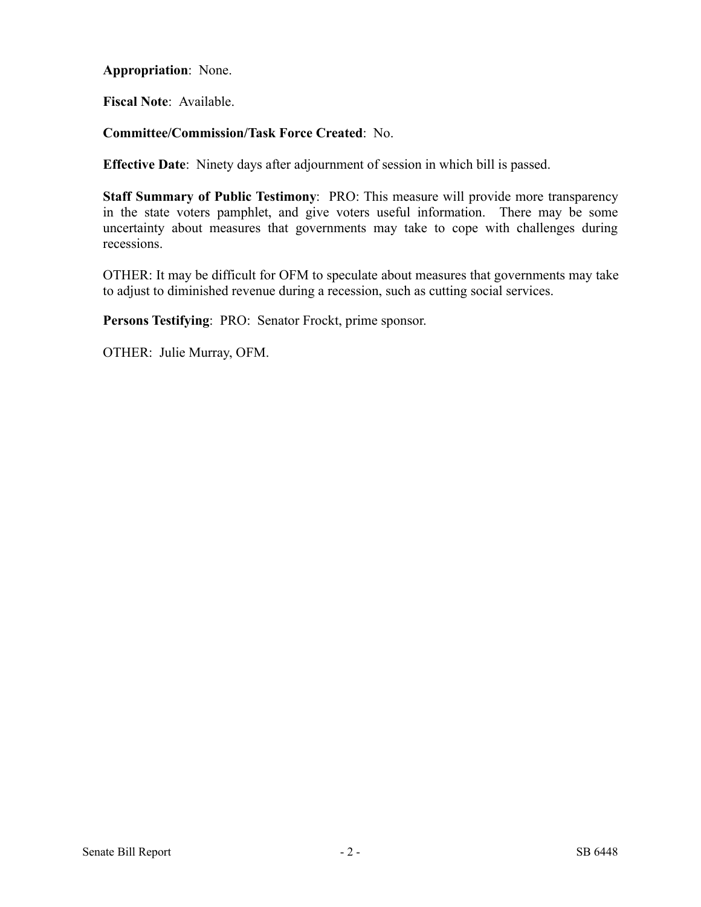**Appropriation**: None.

**Fiscal Note**: Available.

**Committee/Commission/Task Force Created**: No.

**Effective Date**: Ninety days after adjournment of session in which bill is passed.

**Staff Summary of Public Testimony**: PRO: This measure will provide more transparency in the state voters pamphlet, and give voters useful information. There may be some uncertainty about measures that governments may take to cope with challenges during recessions.

OTHER: It may be difficult for OFM to speculate about measures that governments may take to adjust to diminished revenue during a recession, such as cutting social services.

**Persons Testifying**: PRO: Senator Frockt, prime sponsor.

OTHER: Julie Murray, OFM.